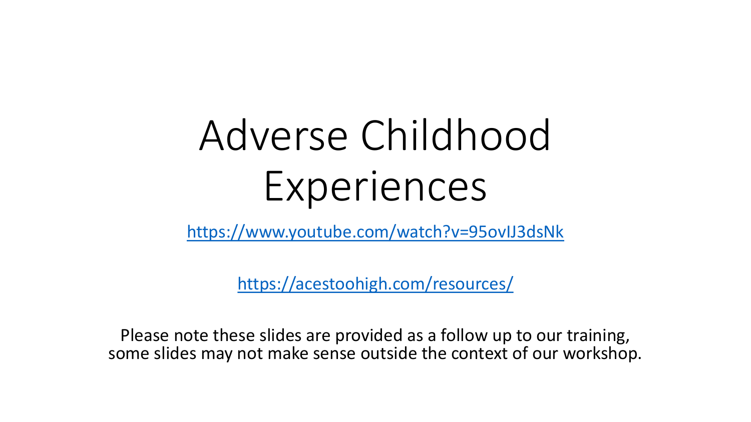# Adverse Childhood Experiences

https://www.youtube.com/watch?v=95ovIJ3dsNk

https://acestoohigh.com/resources/

Please note these slides are provided as a follow up to our training, some slides may not make sense outside the context of our workshop.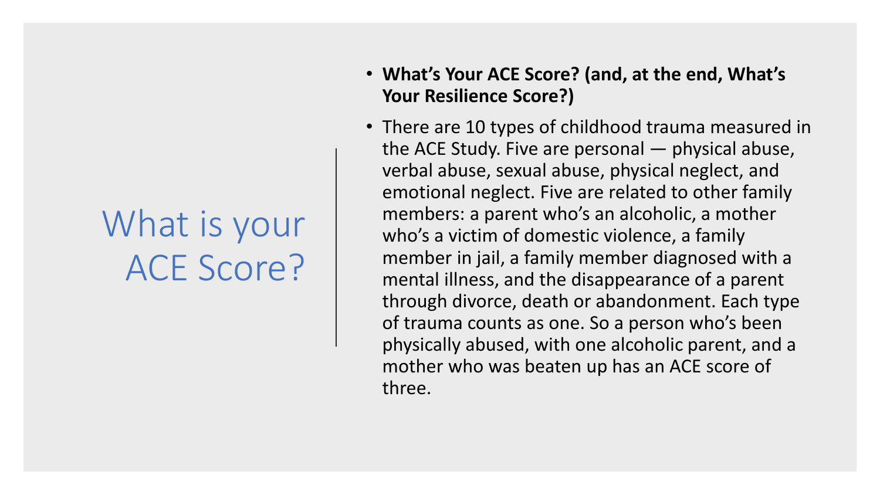# What is your ACE Score?

- **What's Your ACE Score? (and, at the end, What's Your Resilience Score?)**
- There are 10 types of childhood trauma measured in the ACE Study. Five are personal — physical abuse, verbal abuse, sexual abuse, physical neglect, and emotional neglect. Five are related to other family members: a parent who's an alcoholic, a mother who's a victim of domestic violence, a family member in jail, a family member diagnosed with a mental illness, and the disappearance of a parent through divorce, death or abandonment. Each type of trauma counts as one. So a person who's been physically abused, with one alcoholic parent, and a mother who was beaten up has an ACE score of three.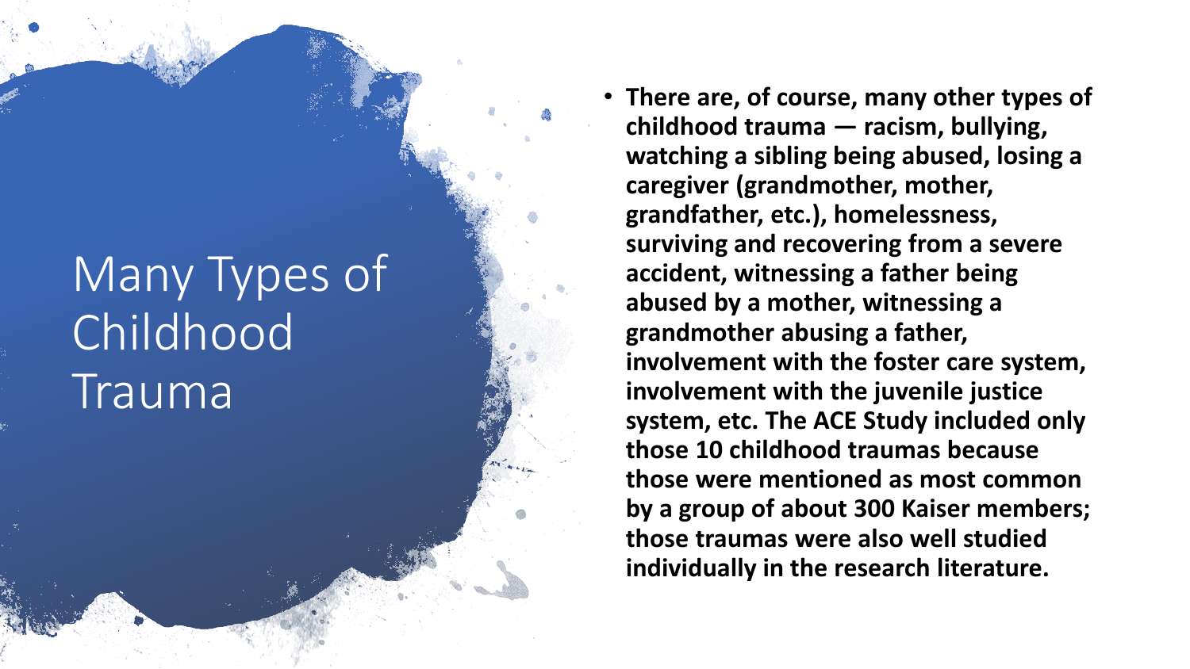# Many Types of Childhood Trauma

- **There are, of course, many other types of childhood trauma — racism, bullying, watching a sibling being abused, losing a caregiver (grandmother, mother, grandfather, etc.), homelessness, surviving and recovering from a severe accident, witnessing a father being abused by a mother, witnessing a grandmother abusing a father, involvement with the foster care system, involvement with the juvenile justice system, etc. The ACE Study included only those 10 childhood traumas because those were mentioned as most common by a group of about 300 Kaiser members; those traumas were also well studied individually in the research literature.**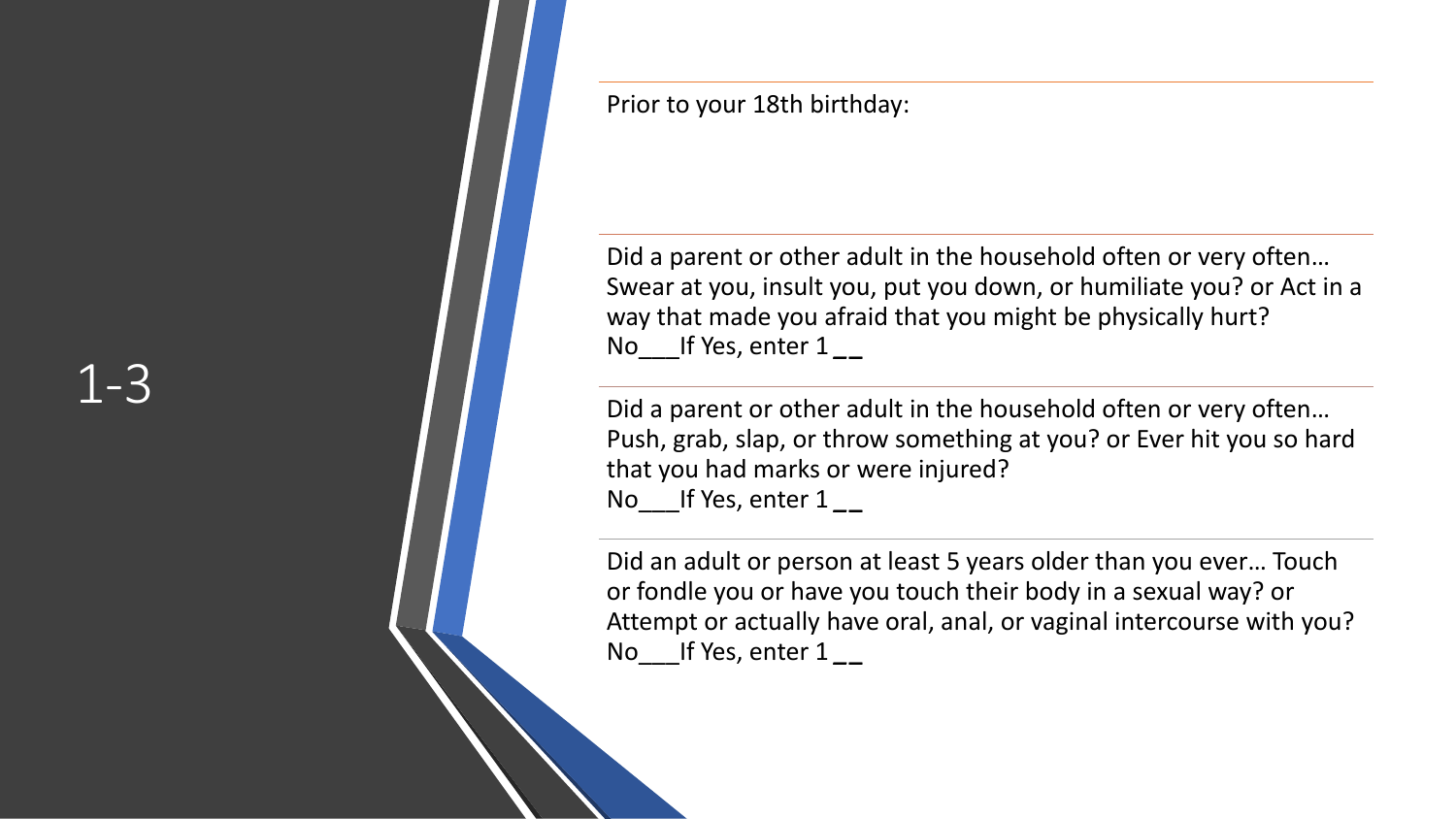# 1-3

Prior to your 18th birthday:

Did a parent or other adult in the household often or very often… Swear at you, insult you, put you down, or humiliate you? or Act in a way that made you afraid that you might be physically hurt?
No___If Yes, enter 1 __

Did a parent or other adult in the household often or very often… Push, grab, slap, or throw something at you? or Ever hit you so hard that you had marks or were injured?
No___If Yes, enter 1 __

Did an adult or person at least 5 years older than you ever… Touch or fondle you or have you touch their body in a sexual way? or Attempt or actually have oral, anal, or vaginal intercourse with you?
No___If Yes, enter 1 __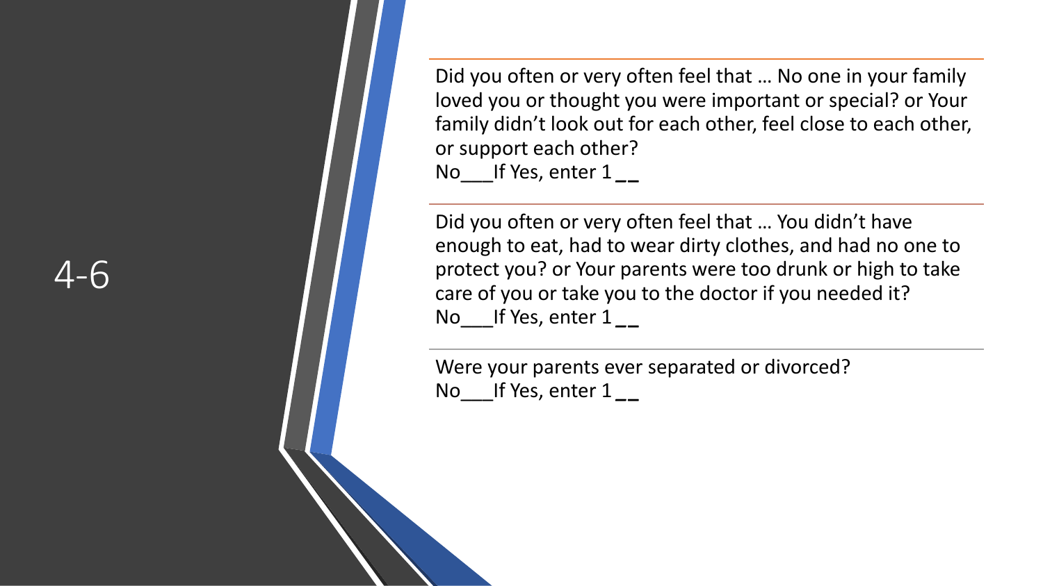# 4-6

Did you often or very often feel that … No one in your family loved you or thought you were important or special? or Your family didn't look out for each other, feel close to each other, or support each other?
No___If Yes, enter 1 __

Did you often or very often feel that … You didn't have enough to eat, had to wear dirty clothes, and had no one to protect you? or Your parents were too drunk or high to take care of you or take you to the doctor if you needed it?
No___If Yes, enter 1 __

Were your parents ever separated or divorced?
No___If Yes, enter 1 __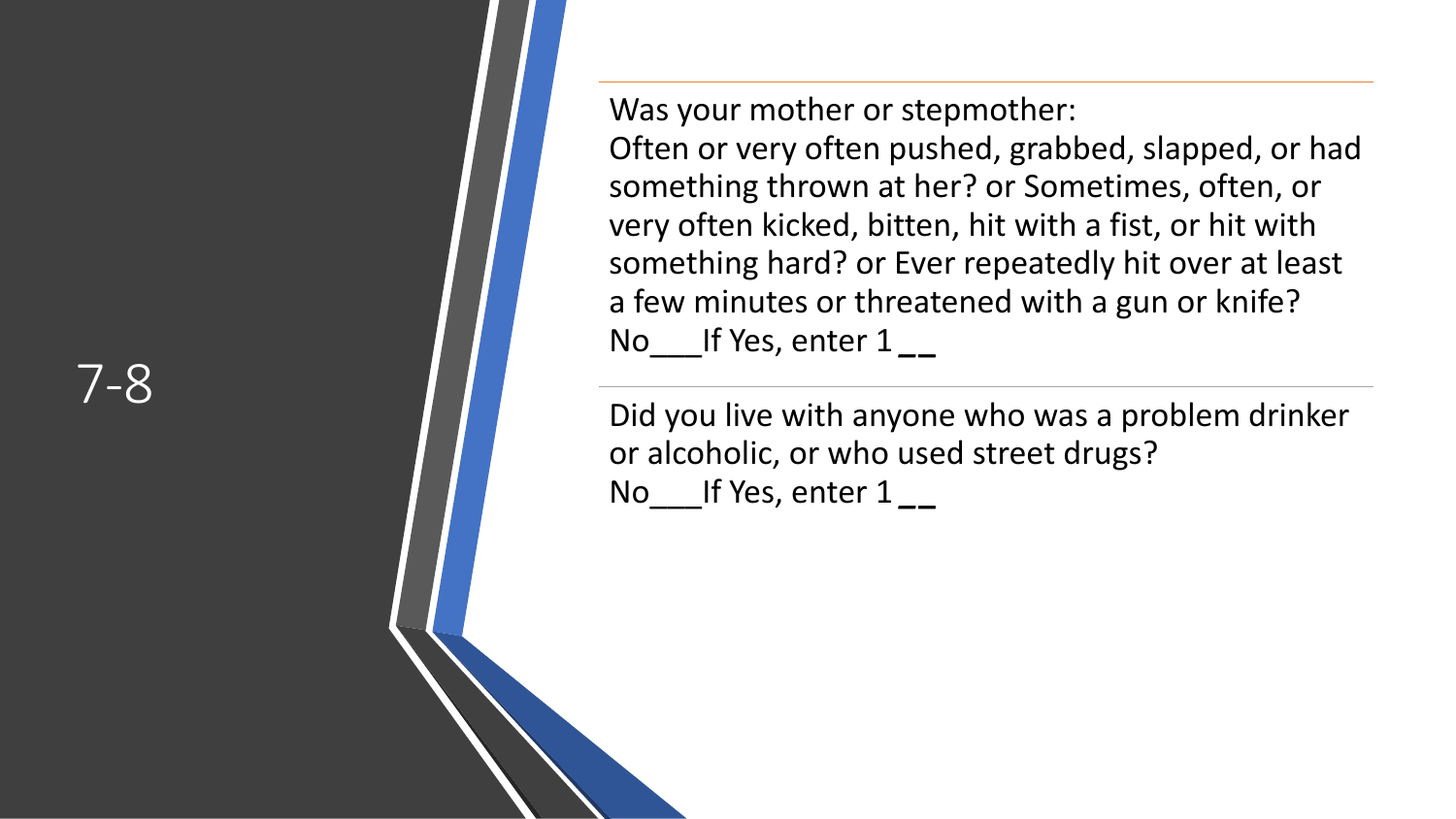# 7-8

Was your mother or stepmother:
Often or very often pushed, grabbed, slapped, or had something thrown at her? or Sometimes, often, or very often kicked, bitten, hit with a fist, or hit with something hard? or Ever repeatedly hit over at least a few minutes or threatened with a gun or knife?
No___If Yes, enter 1 __

---

Did you live with anyone who was a problem drinker or alcoholic, or who used street drugs?
No___If Yes, enter 1 __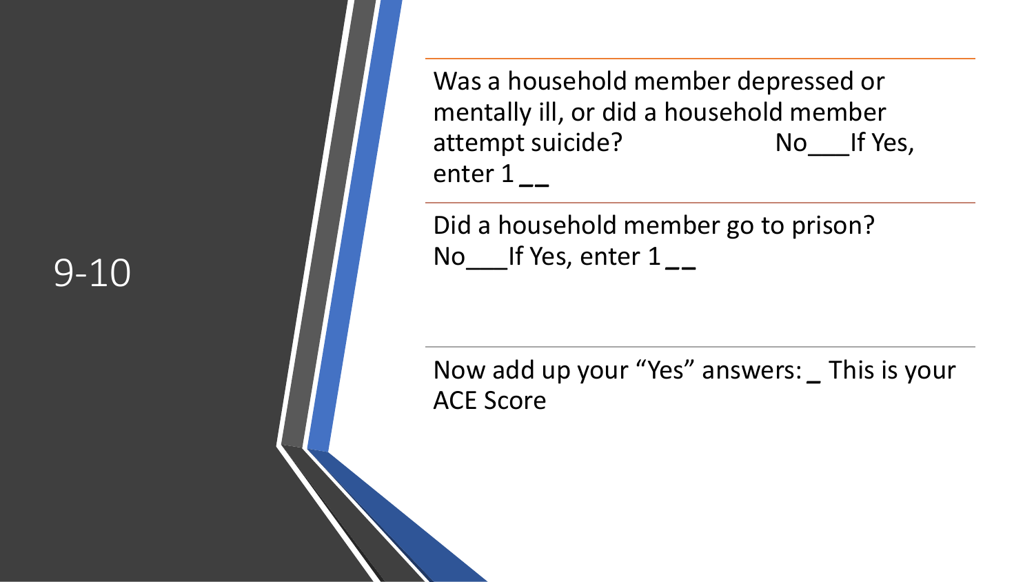# 9-10

Was a household member depressed or mentally ill, or did a household member attempt suicide? No___If Yes, enter 1 __

Did a household member go to prison? No___If Yes, enter 1 __

Now add up your “Yes” answers: _ This is your ACE Score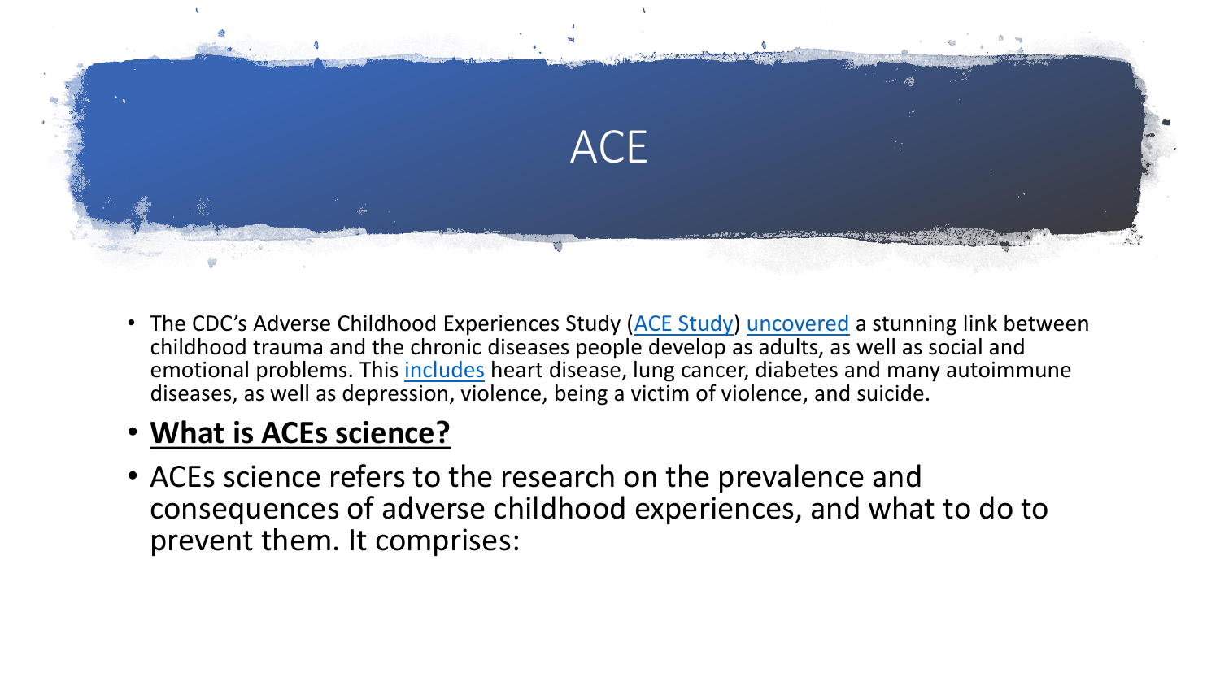# ACE

- The CDC's Adverse Childhood Experiences Study (ACE Study) uncovered a stunning link between childhood trauma and the chronic diseases people develop as adults, as well as social and emotional problems. This includes heart disease, lung cancer, diabetes and many autoimmune diseases, as well as depression, violence, being a victim of violence, and suicide.
- **What is ACEs science?**
- ACEs science refers to the research on the prevalence and consequences of adverse childhood experiences, and what to do to prevent them. It comprises: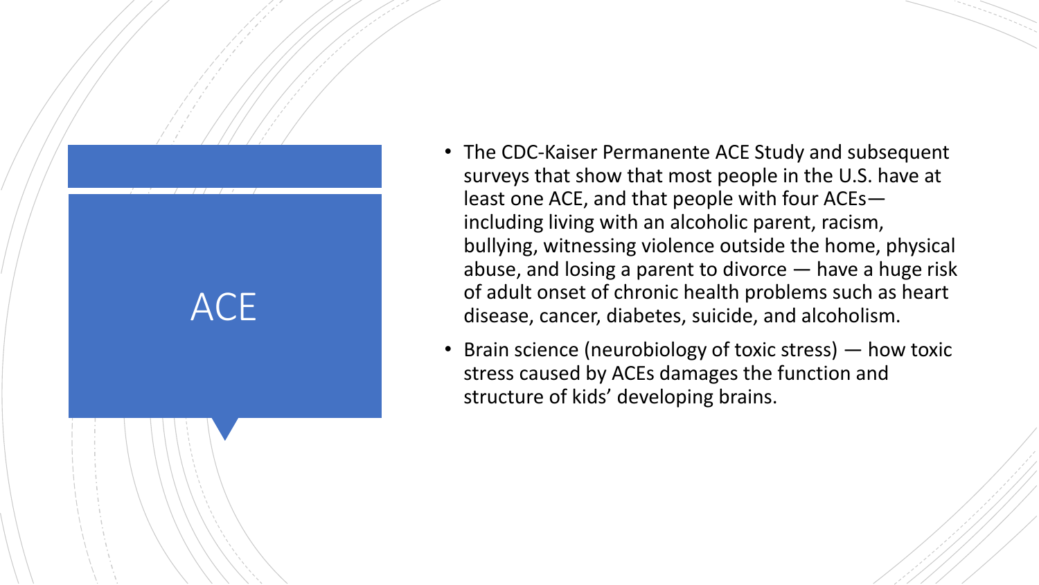# ACE

- The CDC-Kaiser Permanente ACE Study and subsequent surveys that show that most people in the U.S. have at least one ACE, and that people with four ACEs— including living with an alcoholic parent, racism, bullying, witnessing violence outside the home, physical abuse, and losing a parent to divorce — have a huge risk of adult onset of chronic health problems such as heart disease, cancer, diabetes, suicide, and alcoholism.
- Brain science (neurobiology of toxic stress) — how toxic stress caused by ACEs damages the function and structure of kids' developing brains.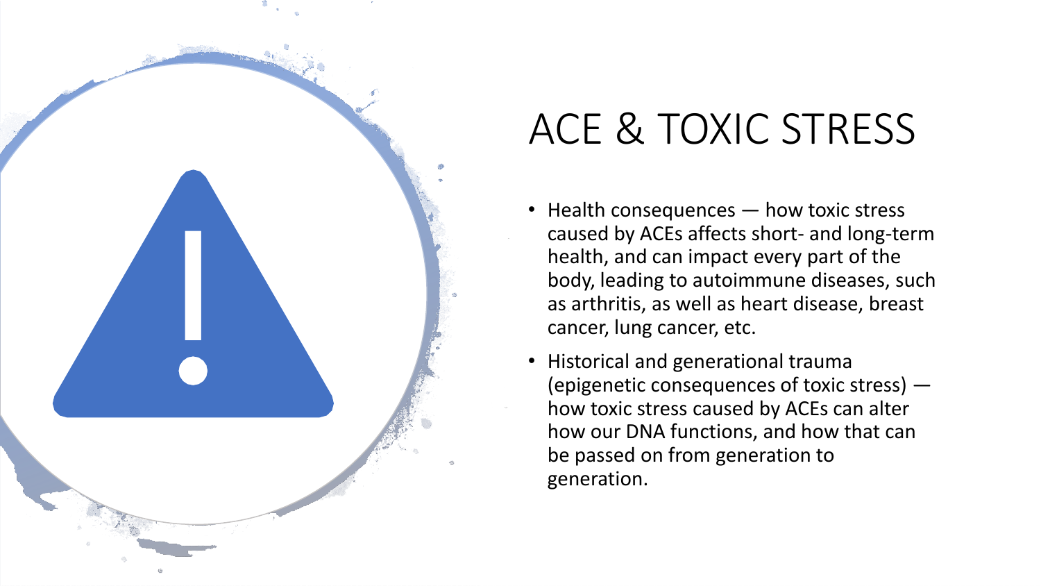# ACE & TOXIC STRESS

- Health consequences — how toxic stress caused by ACEs affects short- and long-term health, and can impact every part of the body, leading to autoimmune diseases, such as arthritis, as well as heart disease, breast cancer, lung cancer, etc.
- Historical and generational trauma (epigenetic consequences of toxic stress) — how toxic stress caused by ACEs can alter how our DNA functions, and how that can be passed on from generation to generation.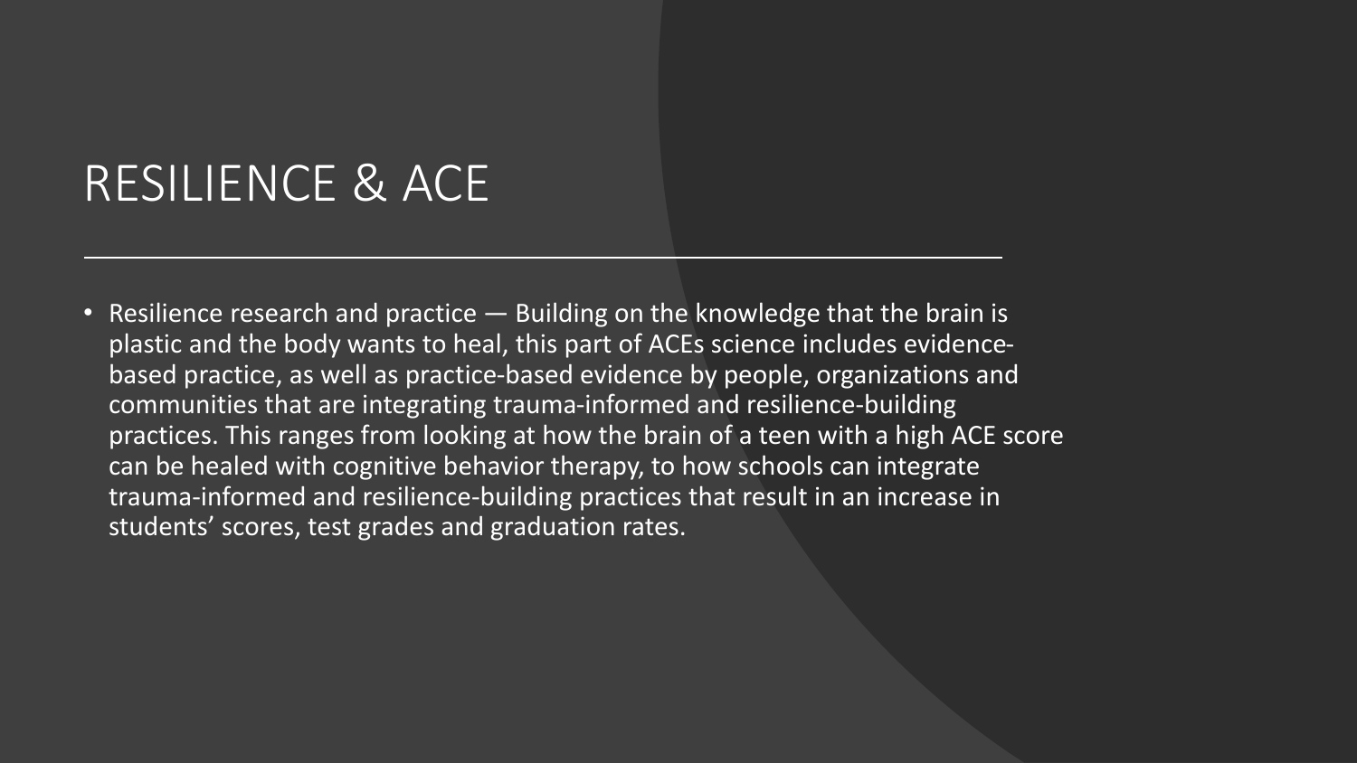# RESILIENCE & ACE

- Resilience research and practice — Building on the knowledge that the brain is plastic and the body wants to heal, this part of ACEs science includes evidence-based practice, as well as practice-based evidence by people, organizations and communities that are integrating trauma-informed and resilience-building practices. This ranges from looking at how the brain of a teen with a high ACE score can be healed with cognitive behavior therapy, to how schools can integrate trauma-informed and resilience-building practices that result in an increase in students' scores, test grades and graduation rates.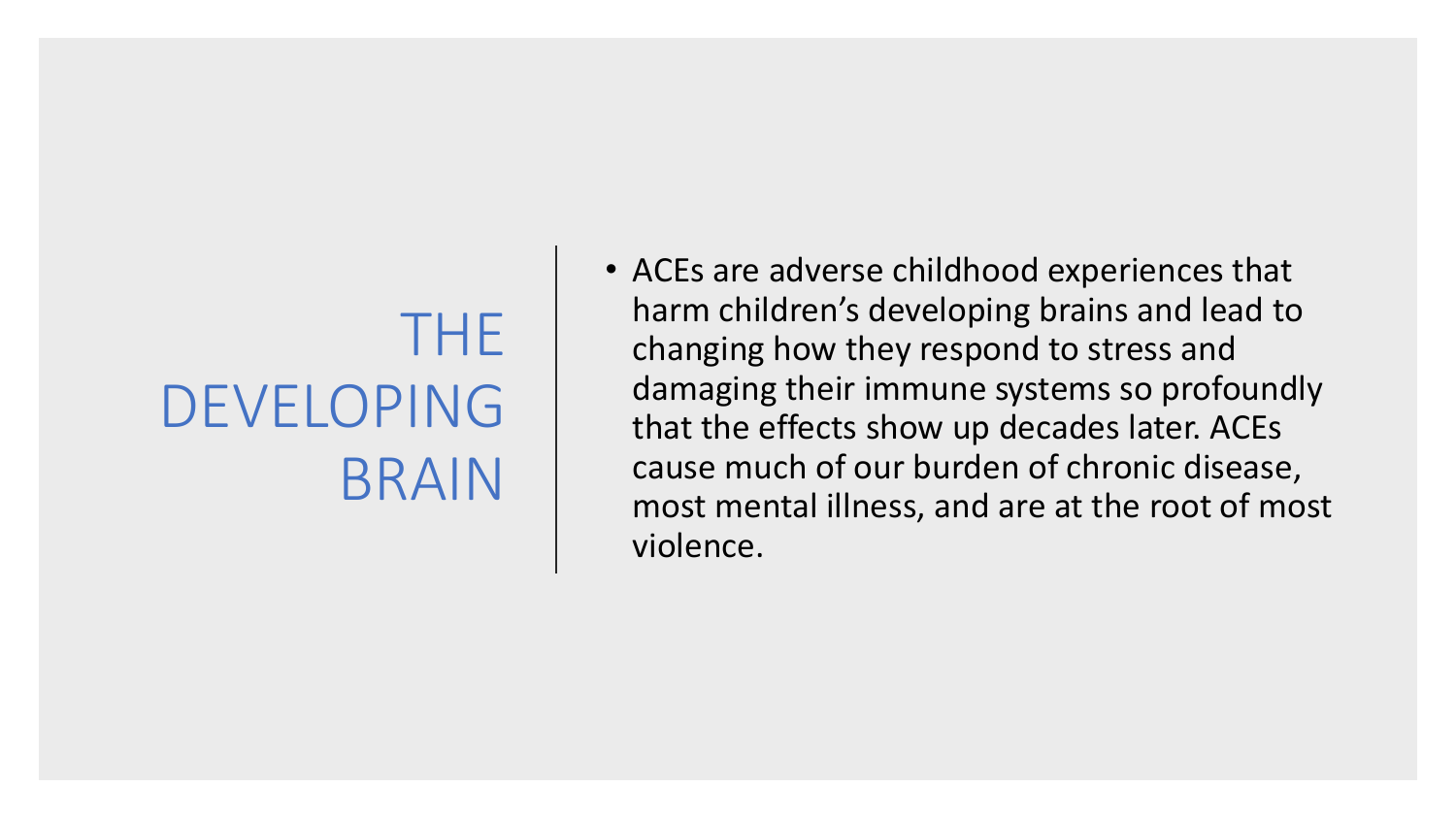# THE DEVELOPING BRAIN

- ACEs are adverse childhood experiences that harm children's developing brains and lead to changing how they respond to stress and damaging their immune systems so profoundly that the effects show up decades later. ACEs cause much of our burden of chronic disease, most mental illness, and are at the root of most violence.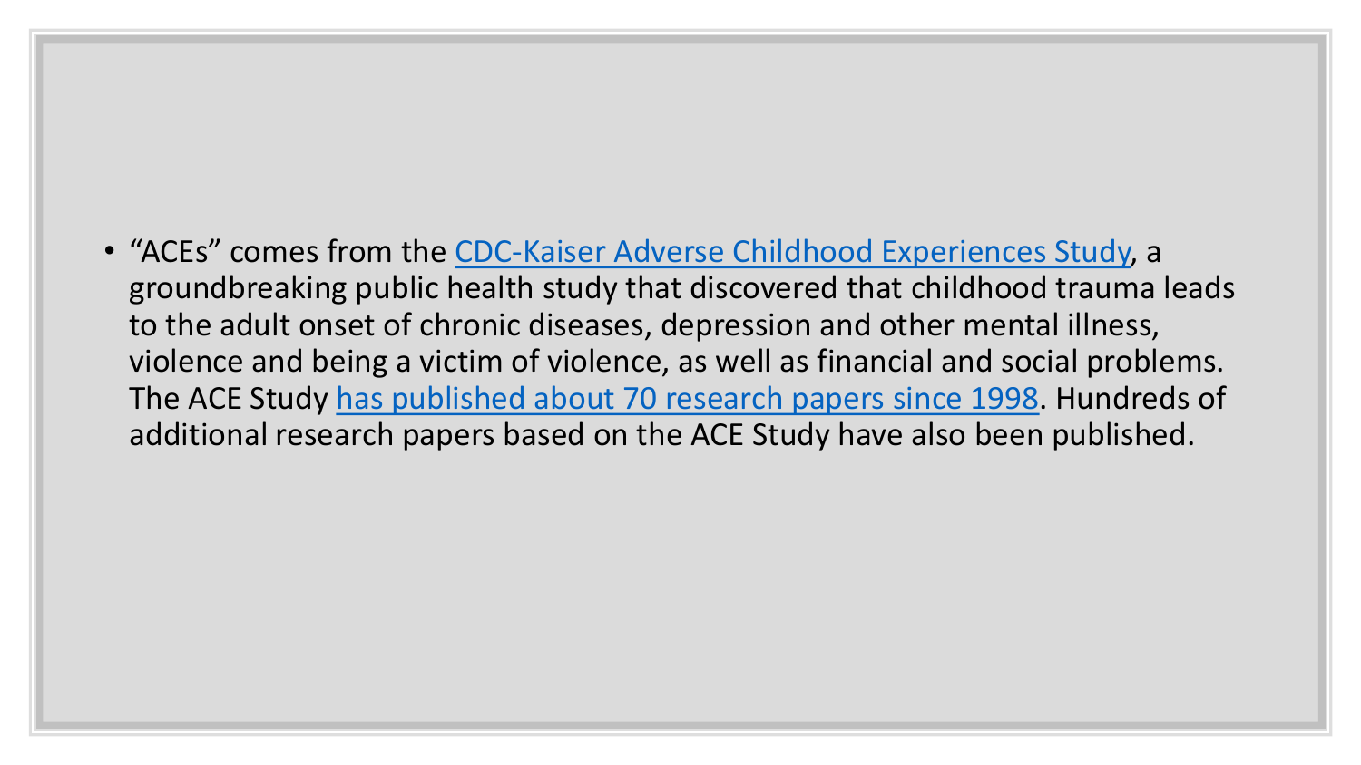- "ACEs" comes from the CDC-Kaiser Adverse Childhood Experiences Study, a groundbreaking public health study that discovered that childhood trauma leads to the adult onset of chronic diseases, depression and other mental illness, violence and being a victim of violence, as well as financial and social problems. The ACE Study has published about 70 research papers since 1998. Hundreds of additional research papers based on the ACE Study have also been published.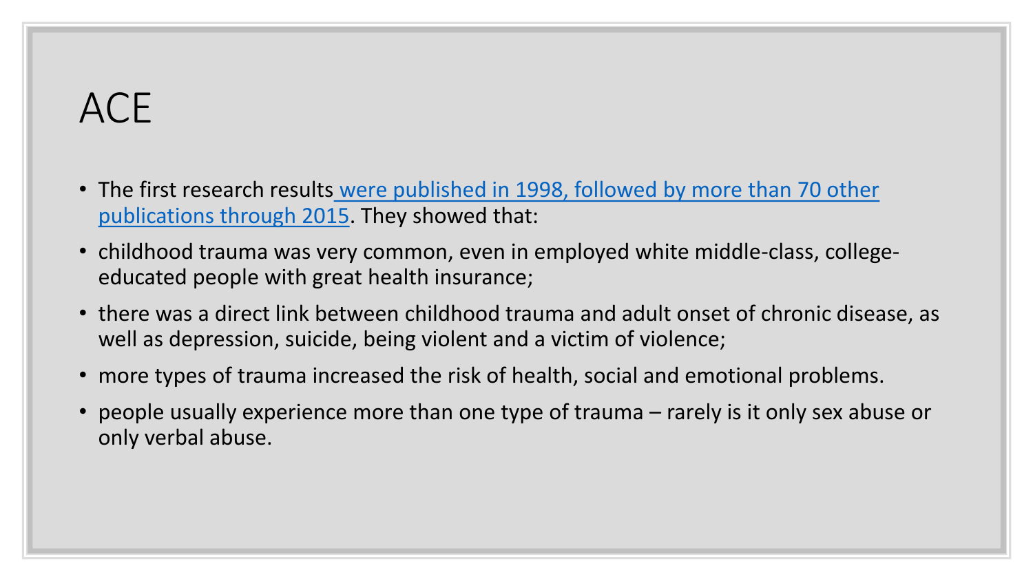# ACE

- The first research results were published in 1998, followed by more than 70 other publications through 2015. They showed that:
- childhood trauma was very common, even in employed white middle-class, college-educated people with great health insurance;
- there was a direct link between childhood trauma and adult onset of chronic disease, as well as depression, suicide, being violent and a victim of violence;
- more types of trauma increased the risk of health, social and emotional problems.
- people usually experience more than one type of trauma – rarely is it only sex abuse or only verbal abuse.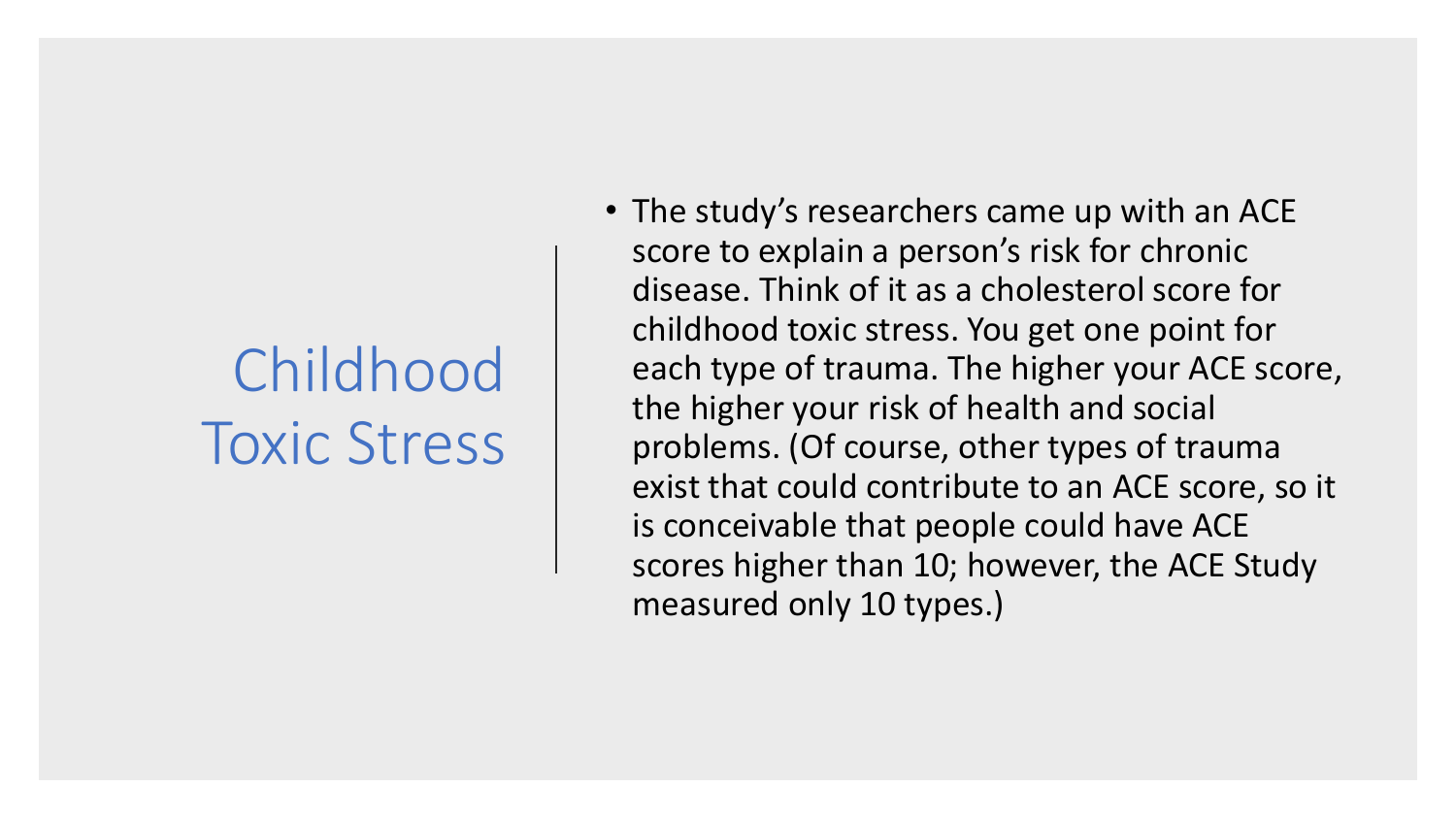# Childhood Toxic Stress

- The study's researchers came up with an ACE score to explain a person's risk for chronic disease. Think of it as a cholesterol score for childhood toxic stress. You get one point for each type of trauma. The higher your ACE score, the higher your risk of health and social problems. (Of course, other types of trauma exist that could contribute to an ACE score, so it is conceivable that people could have ACE scores higher than 10; however, the ACE Study measured only 10 types.)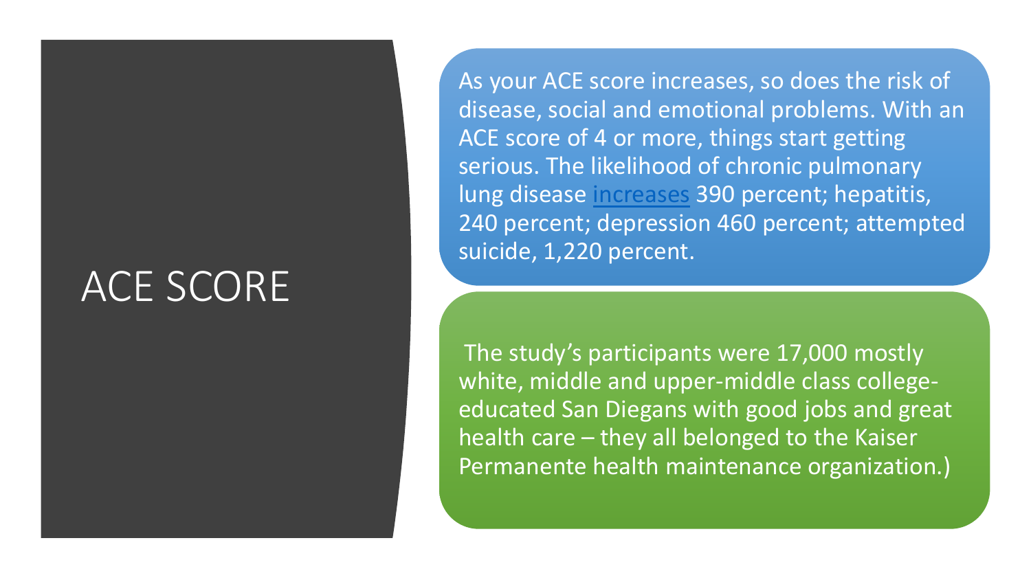# ACE SCORE

As your ACE score increases, so does the risk of disease, social and emotional problems. With an ACE score of 4 or more, things start getting serious. The likelihood of chronic pulmonary lung disease increases 390 percent; hepatitis, 240 percent; depression 460 percent; attempted suicide, 1,220 percent.

The study's participants were 17,000 mostly white, middle and upper-middle class college-educated San Diegans with good jobs and great health care – they all belonged to the Kaiser Permanente health maintenance organization.)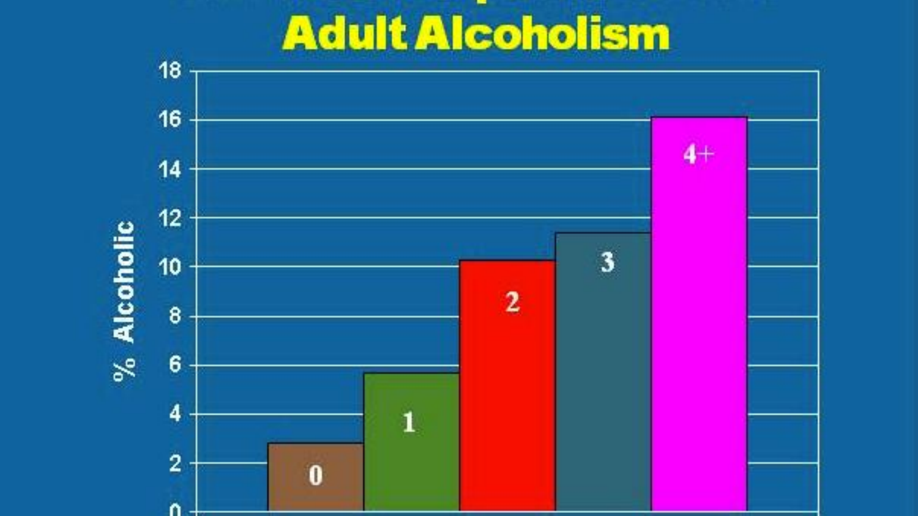# Adult Alcoholism

| Number | % Alcoholic |
|---|---|
| 0 | ~2.8 |
| 1 | ~5.7 |
| 2 | ~10.3 |
| 3 | ~11.4 |
| 4+ | ~16.1 |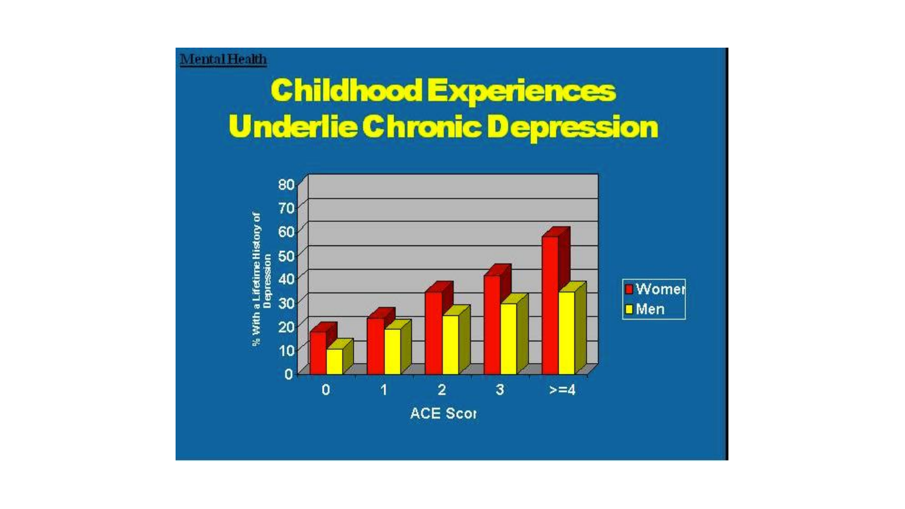Mental Health

# Childhood Experiences Underlie Chronic Depression

| ACE Score | Women | Men |
|---|---|---|
| 0 | 18 | 10 |
| 1 | 23 | 18 |
| 2 | 34 | 24 |
| 3 | 41 | 29 |
| >=4 | 58 | 34 |

% With a Lifetime History of Depression

ACE Scor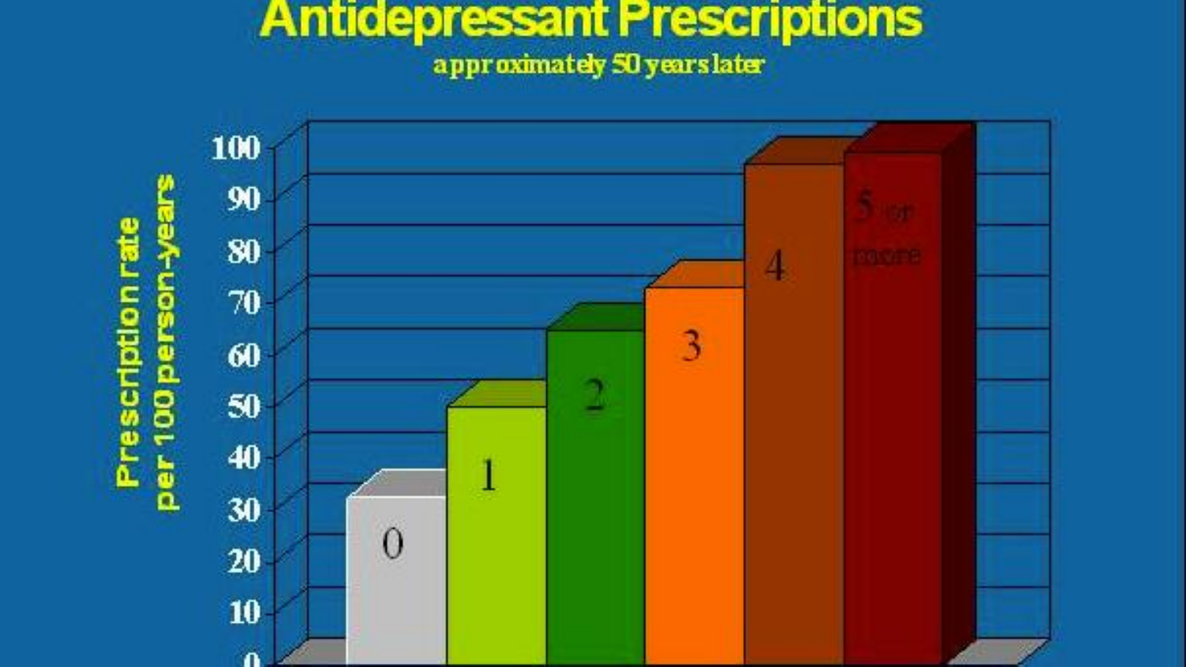# Antidepressant Prescriptions

approximately 50 years later

Prescription rate per 100 person-years

| Category | Prescription rate per 100 person-years (approx.) |
|---|---|
| 0 | 31 |
| 1 | 49 |
| 2 | 64 |
| 3 | 72 |
| 4 | 97 |
| 5 or more | 99 |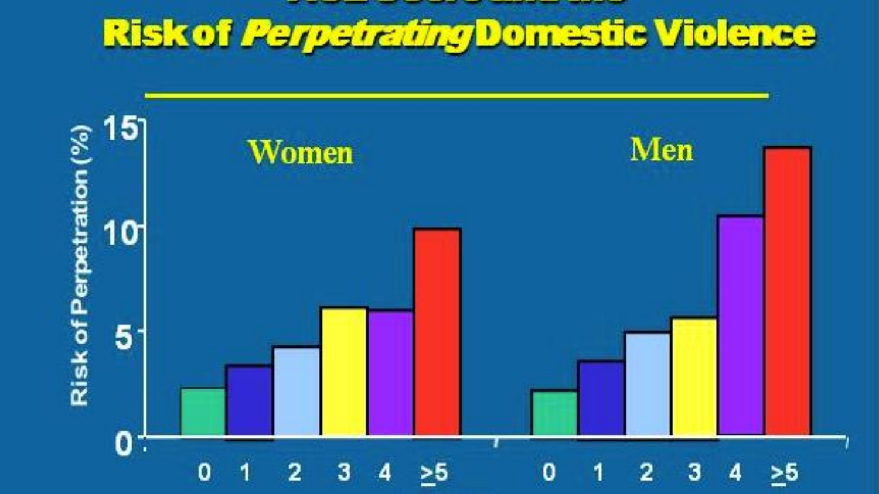# Risk of *Perpetrating* Domestic Violence

Risk of Perpetration (%)

Women

Men

| | 0 | 1 | 2 | 3 | 4 | ≥5 |
|---|---|---|---|---|---|---|
| Women | | | | | | |
| Men | | | | | | |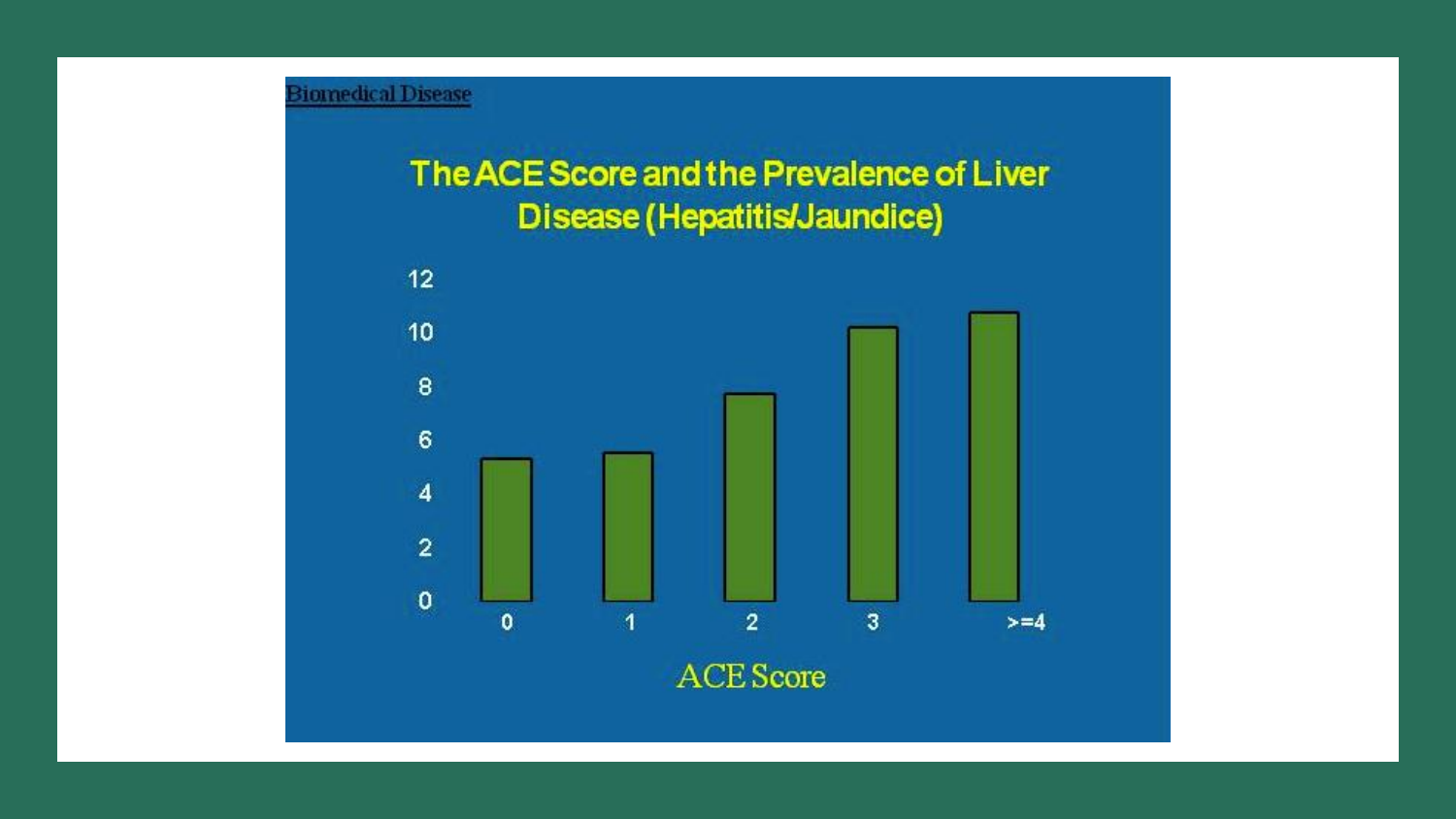Biomedical Disease

# The ACE Score and the Prevalence of Liver Disease (Hepatitis/Jaundice)

ACE Score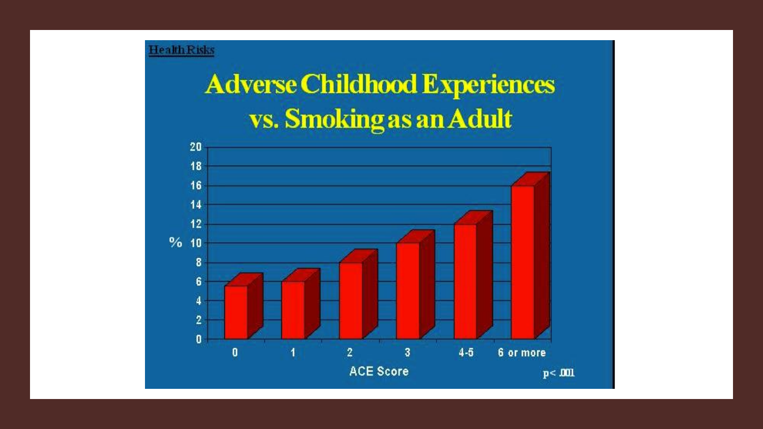Health Risks

# Adverse Childhood Experiences vs. Smoking as an Adult

| ACE Score | % |
|---|---|
| 0 | 5.5 |
| 1 | 6 |
| 2 | 8 |
| 3 | 10 |
| 4-5 | 12 |
| 6 or more | 16 |

$p < .001$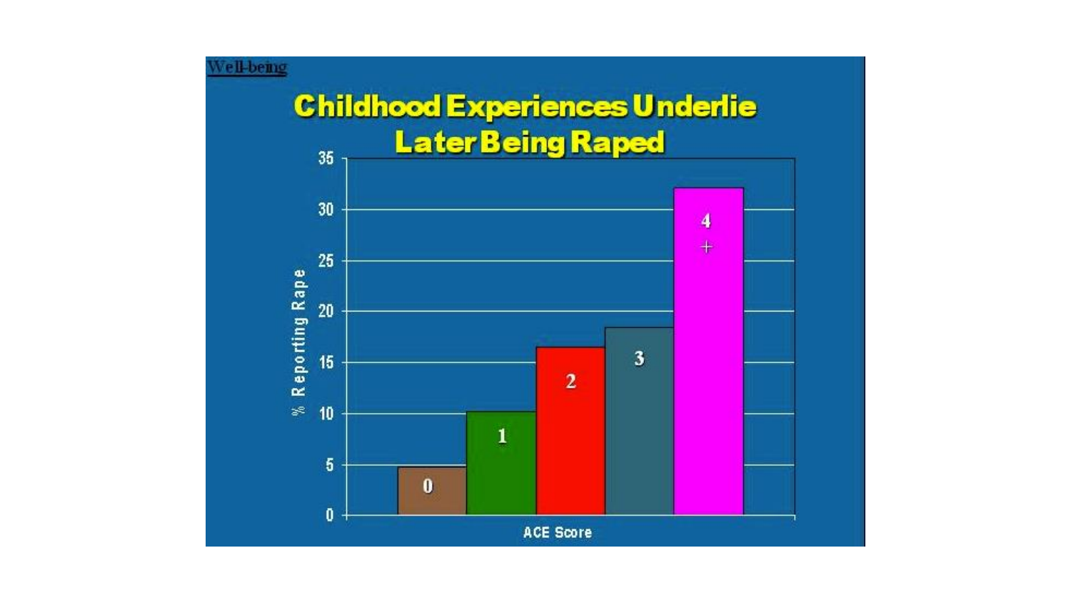Well-being

# Childhood Experiences Underlie Later Being Raped

| ACE Score | % Reporting Rape |
| --- | --- |
| 0 | ~5 |
| 1 | ~10 |
| 2 | ~16.5 |
| 3 | ~18.5 |
| 4+ | ~32 |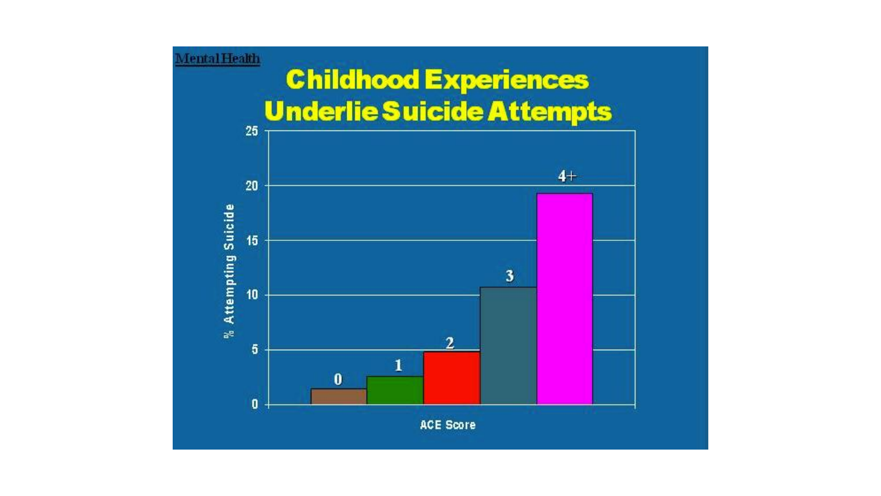Mental Health

# Childhood Experiences Underlie Suicide Attempts

| ACE Score | % Attempting Suicide |
| --- | --- |
| 0 | ~1.5 |
| 1 | ~2.5 |
| 2 | ~5 |
| 3 | ~11 |
| 4+ | ~19 |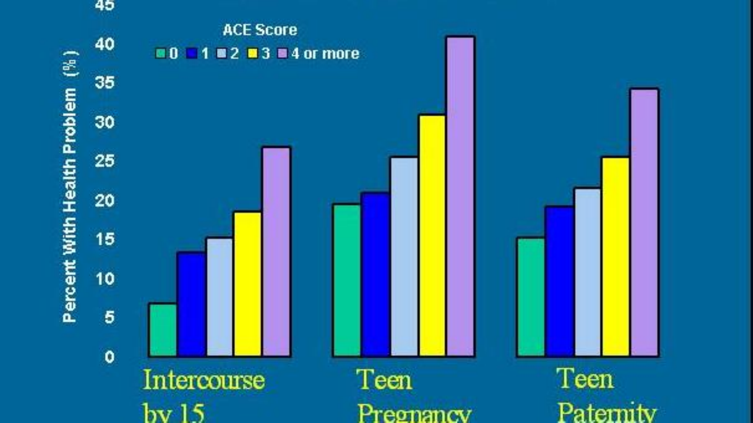ACE Score

0 | 1 | 2 | 3 | 4 or more

Percent With Health Problem (%)

45
40
35
30
25
20
15
10
5
0

Intercourse by 15

Teen Pregnancy

Teen Paternity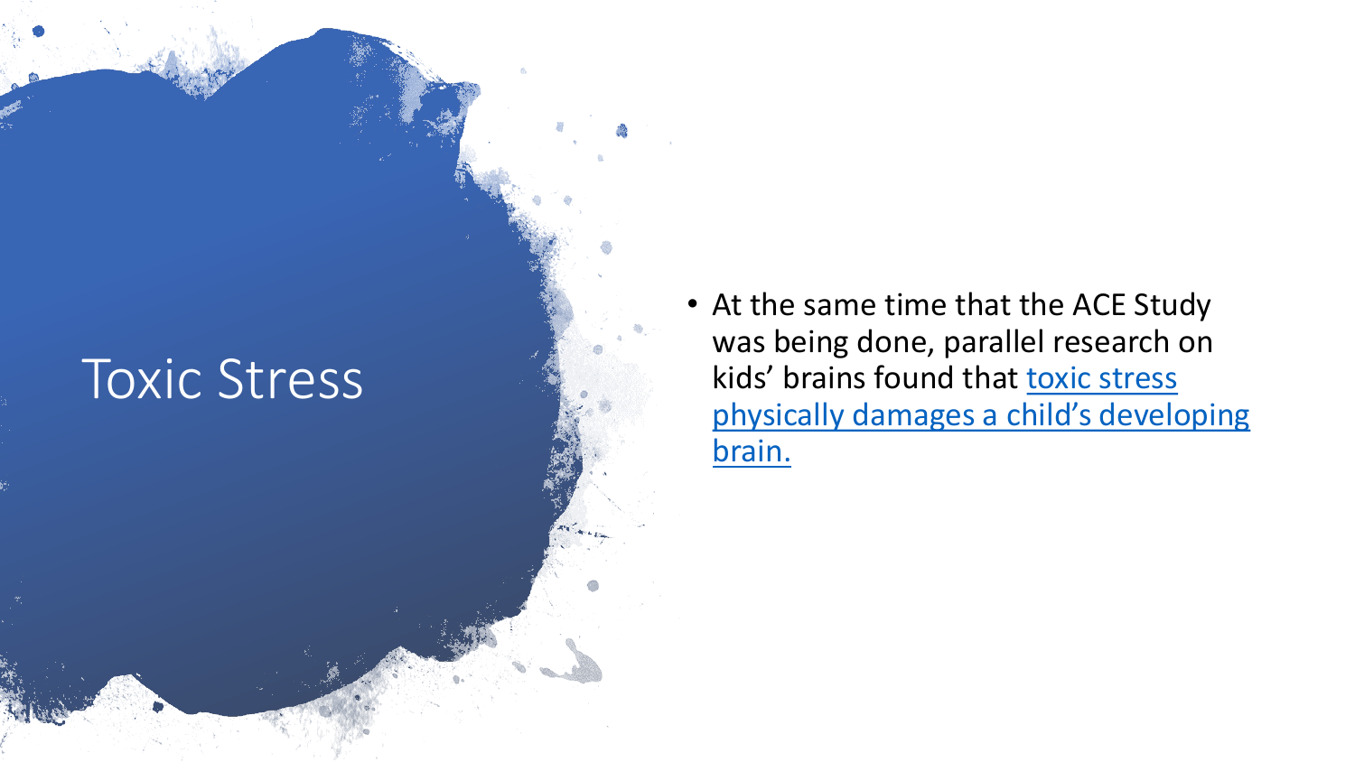# Toxic Stress

- At the same time that the ACE Study was being done, parallel research on kids' brains found that toxic stress physically damages a child's developing brain.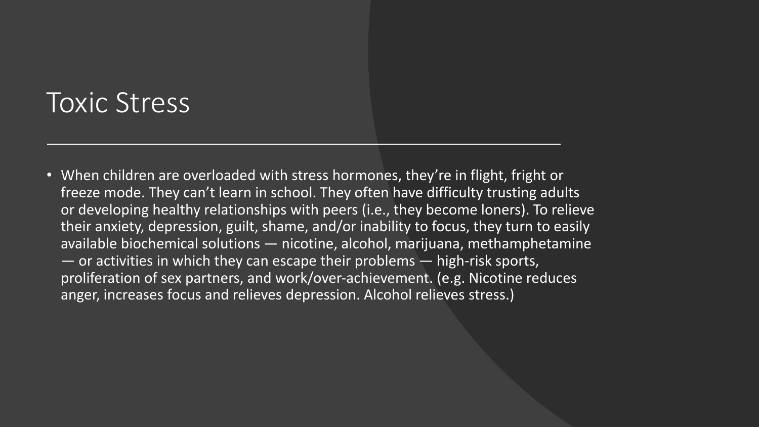# Toxic Stress

- When children are overloaded with stress hormones, they're in flight, fright or freeze mode. They can't learn in school. They often have difficulty trusting adults or developing healthy relationships with peers (i.e., they become loners). To relieve their anxiety, depression, guilt, shame, and/or inability to focus, they turn to easily available biochemical solutions — nicotine, alcohol, marijuana, methamphetamine — or activities in which they can escape their problems — high-risk sports, proliferation of sex partners, and work/over-achievement. (e.g. Nicotine reduces anger, increases focus and relieves depression. Alcohol relieves stress.)